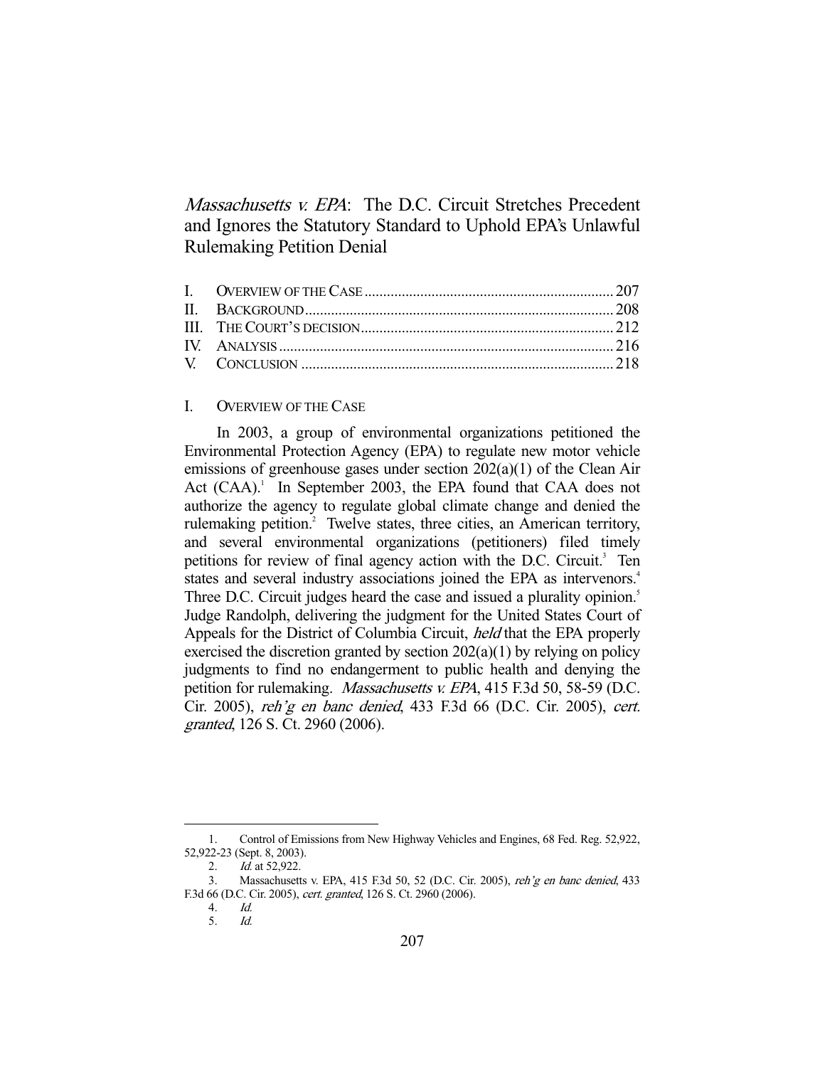# *Massachusetts v. EPA*: The D.C. Circuit Stretches Precedent and Ignores the Statutory Standard to Uphold EPA's Unlawful Rulemaking Petition Denial

| | | |
|---|---|---|
| I. | OVERVIEW OF THE CASE | 207 |
| II. | BACKGROUND | 208 |
| III. | THE COURT'S DECISION | 212 |
| IV. | ANALYSIS | 216 |
| V. | CONCLUSION | 218 |

## I. OVERVIEW OF THE CASE

In 2003, a group of environmental organizations petitioned the Environmental Protection Agency (EPA) to regulate new motor vehicle emissions of greenhouse gases under section 202(a)(1) of the Clean Air Act (CAA).[1] In September 2003, the EPA found that CAA does not authorize the agency to regulate global climate change and denied the rulemaking petition.[2] Twelve states, three cities, an American territory, and several environmental organizations (petitioners) filed timely petitions for review of final agency action with the D.C. Circuit.[3] Ten states and several industry associations joined the EPA as intervenors.[4] Three D.C. Circuit judges heard the case and issued a plurality opinion.[5] Judge Randolph, delivering the judgment for the United States Court of Appeals for the District of Columbia Circuit, *held* that the EPA properly exercised the discretion granted by section 202(a)(1) by relying on policy judgments to find no endangerment to public health and denying the petition for rulemaking. *Massachusetts v. EPA*, 415 F.3d 50, 58-59 (D.C. Cir. 2005), *reh'g en banc denied*, 433 F.3d 66 (D.C. Cir. 2005), *cert. granted*, 126 S. Ct. 2960 (2006).

---

1. Control of Emissions from New Highway Vehicles and Engines, 68 Fed. Reg. 52,922, 52,922-23 (Sept. 8, 2003).
2. *Id.* at 52,922.
3. Massachusetts v. EPA, 415 F.3d 50, 52 (D.C. Cir. 2005), *reh'g en banc denied*, 433 F.3d 66 (D.C. Cir. 2005), *cert. granted*, 126 S. Ct. 2960 (2006).
4. *Id.*
5. *Id.*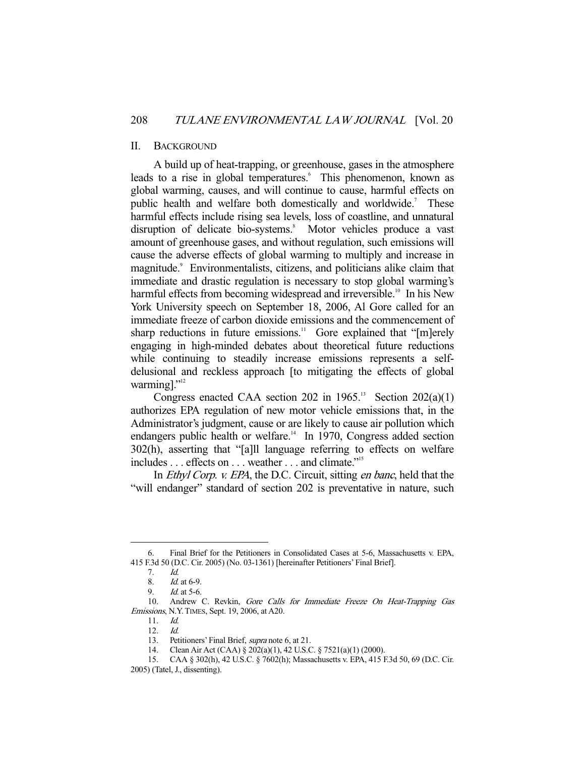## II. BACKGROUND

A build up of heat-trapping, or greenhouse, gases in the atmosphere leads to a rise in global temperatures.[6] This phenomenon, known as global warming, causes, and will continue to cause, harmful effects on public health and welfare both domestically and worldwide.[7] These harmful effects include rising sea levels, loss of coastline, and unnatural disruption of delicate bio-systems.[8] Motor vehicles produce a vast amount of greenhouse gases, and without regulation, such emissions will cause the adverse effects of global warming to multiply and increase in magnitude.[9] Environmentalists, citizens, and politicians alike claim that immediate and drastic regulation is necessary to stop global warming's harmful effects from becoming widespread and irreversible.[10] In his New York University speech on September 18, 2006, Al Gore called for an immediate freeze of carbon dioxide emissions and the commencement of sharp reductions in future emissions.[11] Gore explained that "[m]erely engaging in high-minded debates about theoretical future reductions while continuing to steadily increase emissions represents a self-delusional and reckless approach [to mitigating the effects of global warming]."[12]

Congress enacted CAA section 202 in 1965.[13] Section 202(a)(1) authorizes EPA regulation of new motor vehicle emissions that, in the Administrator's judgment, cause or are likely to cause air pollution which endangers public health or welfare.[14] In 1970, Congress added section 302(h), asserting that "[a]ll language referring to effects on welfare includes . . . effects on . . . weather . . . and climate."[15]

In *Ethyl Corp. v. EPA*, the D.C. Circuit, sitting *en banc*, held that the "will endanger" standard of section 202 is preventative in nature, such

---

6. Final Brief for the Petitioners in Consolidated Cases at 5-6, Massachusetts v. EPA, 415 F.3d 50 (D.C. Cir. 2005) (No. 03-1361) [hereinafter Petitioners' Final Brief].

7. *Id.*

8. *Id.* at 6-9.

9. *Id.* at 5-6.

10. Andrew C. Revkin, *Gore Calls for Immediate Freeze On Heat-Trapping Gas Emissions*, N.Y. TIMES, Sept. 19, 2006, at A20.

11. *Id.*

12. *Id.*

13. Petitioners' Final Brief, *supra* note 6, at 21.

14. Clean Air Act (CAA) § 202(a)(1), 42 U.S.C. § 7521(a)(1) (2000).

15. CAA § 302(h), 42 U.S.C. § 7602(h); Massachusetts v. EPA, 415 F.3d 50, 69 (D.C. Cir. 2005) (Tatel, J., dissenting).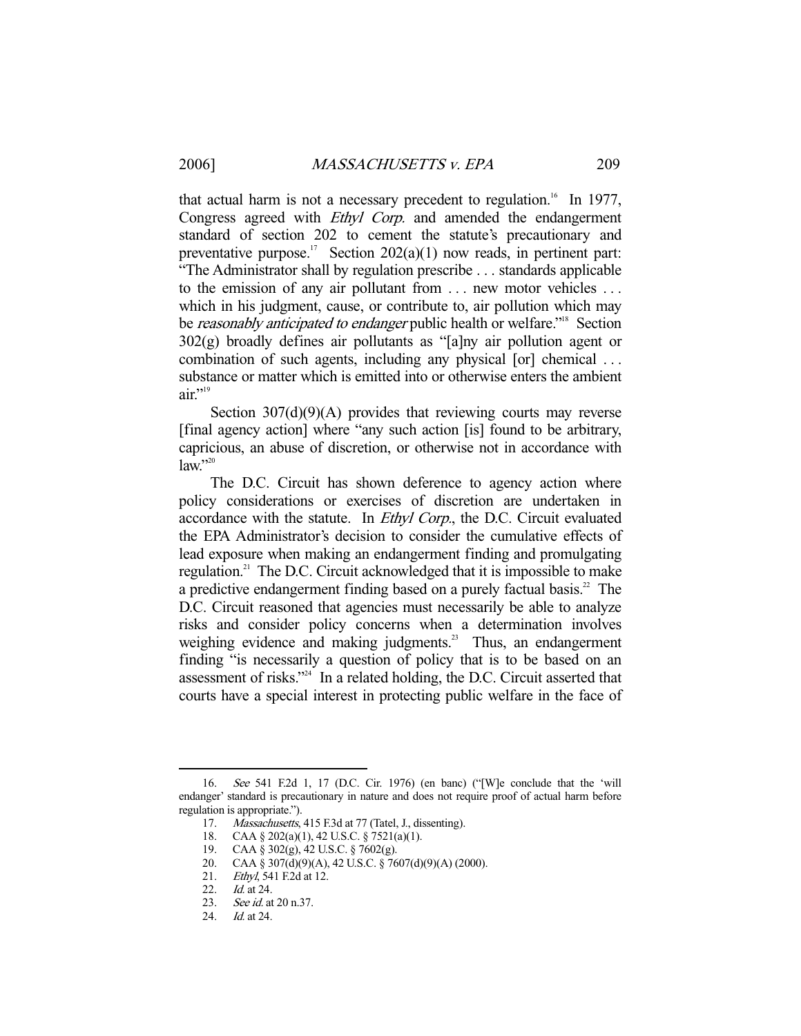that actual harm is not a necessary precedent to regulation.[16] In 1977, Congress agreed with *Ethyl Corp.* and amended the endangerment standard of section 202 to cement the statute's precautionary and preventative purpose.[17] Section 202(a)(1) now reads, in pertinent part: "The Administrator shall by regulation prescribe . . . standards applicable to the emission of any air pollutant from . . . new motor vehicles . . . which in his judgment, cause, or contribute to, air pollution which may be *reasonably anticipated to endanger* public health or welfare."[18] Section 302(g) broadly defines air pollutants as "[a]ny air pollution agent or combination of such agents, including any physical [or] chemical . . . substance or matter which is emitted into or otherwise enters the ambient air."[19]

Section 307(d)(9)(A) provides that reviewing courts may reverse [final agency action] where "any such action [is] found to be arbitrary, capricious, an abuse of discretion, or otherwise not in accordance with law."[20]

The D.C. Circuit has shown deference to agency action where policy considerations or exercises of discretion are undertaken in accordance with the statute. In *Ethyl Corp.*, the D.C. Circuit evaluated the EPA Administrator's decision to consider the cumulative effects of lead exposure when making an endangerment finding and promulgating regulation.[21] The D.C. Circuit acknowledged that it is impossible to make a predictive endangerment finding based on a purely factual basis.[22] The D.C. Circuit reasoned that agencies must necessarily be able to analyze risks and consider policy concerns when a determination involves weighing evidence and making judgments.[23] Thus, an endangerment finding "is necessarily a question of policy that is to be based on an assessment of risks."[24] In a related holding, the D.C. Circuit asserted that courts have a special interest in protecting public welfare in the face of

---

16. *See* 541 F.2d 1, 17 (D.C. Cir. 1976) (en banc) ("[W]e conclude that the 'will endanger' standard is precautionary in nature and does not require proof of actual harm before regulation is appropriate.").
17. *Massachusetts*, 415 F.3d at 77 (Tatel, J., dissenting).
18. CAA § 202(a)(1), 42 U.S.C. § 7521(a)(1).
19. CAA § 302(g), 42 U.S.C. § 7602(g).
20. CAA § 307(d)(9)(A), 42 U.S.C. § 7607(d)(9)(A) (2000).
21. *Ethyl*, 541 F.2d at 12.
22. *Id.* at 24.
23. *See id.* at 20 n.37.
24. *Id.* at 24.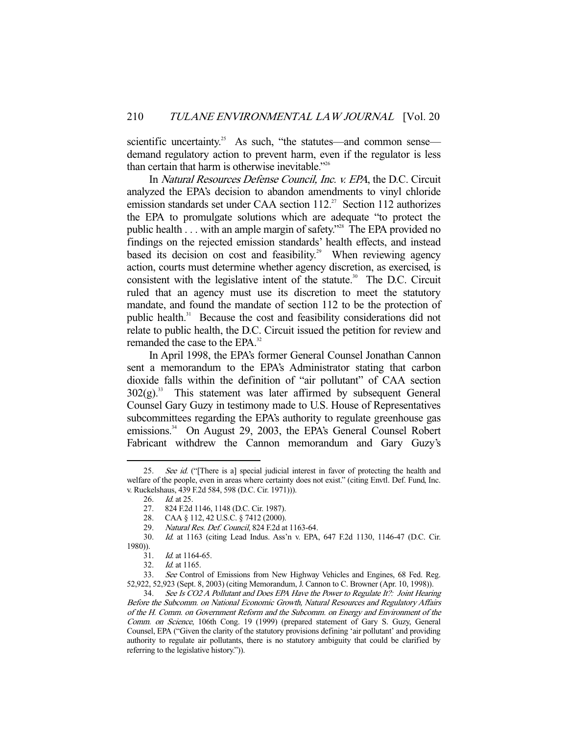scientific uncertainty.[25] As such, "the statutes—and common sense—demand regulatory action to prevent harm, even if the regulator is less than certain that harm is otherwise inevitable."[26]

In *Natural Resources Defense Council, Inc. v. EPA*, the D.C. Circuit analyzed the EPA's decision to abandon amendments to vinyl chloride emission standards set under CAA section 112.[27] Section 112 authorizes the EPA to promulgate solutions which are adequate "to protect the public health . . . with an ample margin of safety."[28] The EPA provided no findings on the rejected emission standards' health effects, and instead based its decision on cost and feasibility.[29] When reviewing agency action, courts must determine whether agency discretion, as exercised, is consistent with the legislative intent of the statute.[30] The D.C. Circuit ruled that an agency must use its discretion to meet the statutory mandate, and found the mandate of section 112 to be the protection of public health.[31] Because the cost and feasibility considerations did not relate to public health, the D.C. Circuit issued the petition for review and remanded the case to the EPA.[32]

In April 1998, the EPA's former General Counsel Jonathan Cannon sent a memorandum to the EPA's Administrator stating that carbon dioxide falls within the definition of "air pollutant" of CAA section 302(g).[33] This statement was later affirmed by subsequent General Counsel Gary Guzy in testimony made to U.S. House of Representatives subcommittees regarding the EPA's authority to regulate greenhouse gas emissions.[34] On August 29, 2003, the EPA's General Counsel Robert Fabricant withdrew the Cannon memorandum and Gary Guzy's

---

25. *See id.* ("[There is a] special judicial interest in favor of protecting the health and welfare of the people, even in areas where certainty does not exist." (citing Envtl. Def. Fund, Inc. v. Ruckelshaus, 439 F.2d 584, 598 (D.C. Cir. 1971))).

26. *Id.* at 25.

27. 824 F.2d 1146, 1148 (D.C. Cir. 1987).

28. CAA § 112, 42 U.S.C. § 7412 (2000).

29. *Natural Res. Def. Council*, 824 F.2d at 1163-64.

30. *Id.* at 1163 (citing Lead Indus. Ass'n v. EPA, 647 F.2d 1130, 1146-47 (D.C. Cir. 1980)).

31. *Id.* at 1164-65.

32. *Id.* at 1165.

33. *See* Control of Emissions from New Highway Vehicles and Engines, 68 Fed. Reg. 52,922, 52,923 (Sept. 8, 2003) (citing Memorandum, J. Cannon to C. Browner (Apr. 10, 1998)).

34. *See Is CO2 A Pollutant and Does EPA Have the Power to Regulate It?: Joint Hearing Before the Subcomm. on National Economic Growth, Natural Resources and Regulatory Affairs of the H. Comm. on Government Reform and the Subcomm. on Energy and Environment of the Comm. on Science*, 106th Cong. 19 (1999) (prepared statement of Gary S. Guzy, General Counsel, EPA ("Given the clarity of the statutory provisions defining 'air pollutant' and providing authority to regulate air pollutants, there is no statutory ambiguity that could be clarified by referring to the legislative history.")).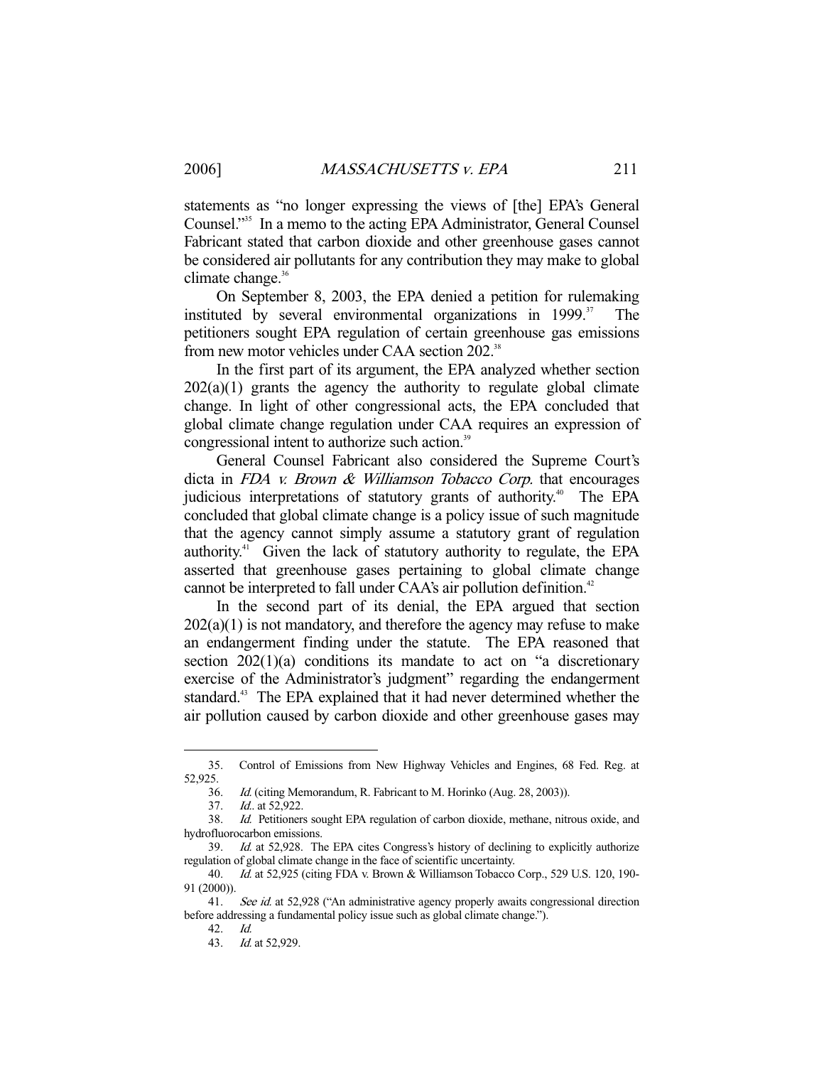statements as "no longer expressing the views of [the] EPA's General Counsel."[35] In a memo to the acting EPA Administrator, General Counsel Fabricant stated that carbon dioxide and other greenhouse gases cannot be considered air pollutants for any contribution they may make to global climate change.[36]

On September 8, 2003, the EPA denied a petition for rulemaking instituted by several environmental organizations in 1999.[37] The petitioners sought EPA regulation of certain greenhouse gas emissions from new motor vehicles under CAA section 202.[38]

In the first part of its argument, the EPA analyzed whether section 202(a)(1) grants the agency the authority to regulate global climate change. In light of other congressional acts, the EPA concluded that global climate change regulation under CAA requires an expression of congressional intent to authorize such action.[39]

General Counsel Fabricant also considered the Supreme Court's dicta in *FDA v. Brown & Williamson Tobacco Corp.* that encourages judicious interpretations of statutory grants of authority.[40] The EPA concluded that global climate change is a policy issue of such magnitude that the agency cannot simply assume a statutory grant of regulation authority.[41] Given the lack of statutory authority to regulate, the EPA asserted that greenhouse gases pertaining to global climate change cannot be interpreted to fall under CAA's air pollution definition.[42]

In the second part of its denial, the EPA argued that section 202(a)(1) is not mandatory, and therefore the agency may refuse to make an endangerment finding under the statute. The EPA reasoned that section 202(1)(a) conditions its mandate to act on "a discretionary exercise of the Administrator's judgment" regarding the endangerment standard.[43] The EPA explained that it had never determined whether the air pollution caused by carbon dioxide and other greenhouse gases may

---

35. Control of Emissions from New Highway Vehicles and Engines, 68 Fed. Reg. at 52,925.

36. *Id.* (citing Memorandum, R. Fabricant to M. Horinko (Aug. 28, 2003)).

37. *Id.*. at 52,922.

38. *Id.* Petitioners sought EPA regulation of carbon dioxide, methane, nitrous oxide, and hydrofluorocarbon emissions.

39. *Id.* at 52,928. The EPA cites Congress's history of declining to explicitly authorize regulation of global climate change in the face of scientific uncertainty.

40. *Id.* at 52,925 (citing FDA v. Brown & Williamson Tobacco Corp., 529 U.S. 120, 190-91 (2000)).

41. *See id.* at 52,928 ("An administrative agency properly awaits congressional direction before addressing a fundamental policy issue such as global climate change.").

42. *Id.*

43. *Id.* at 52,929.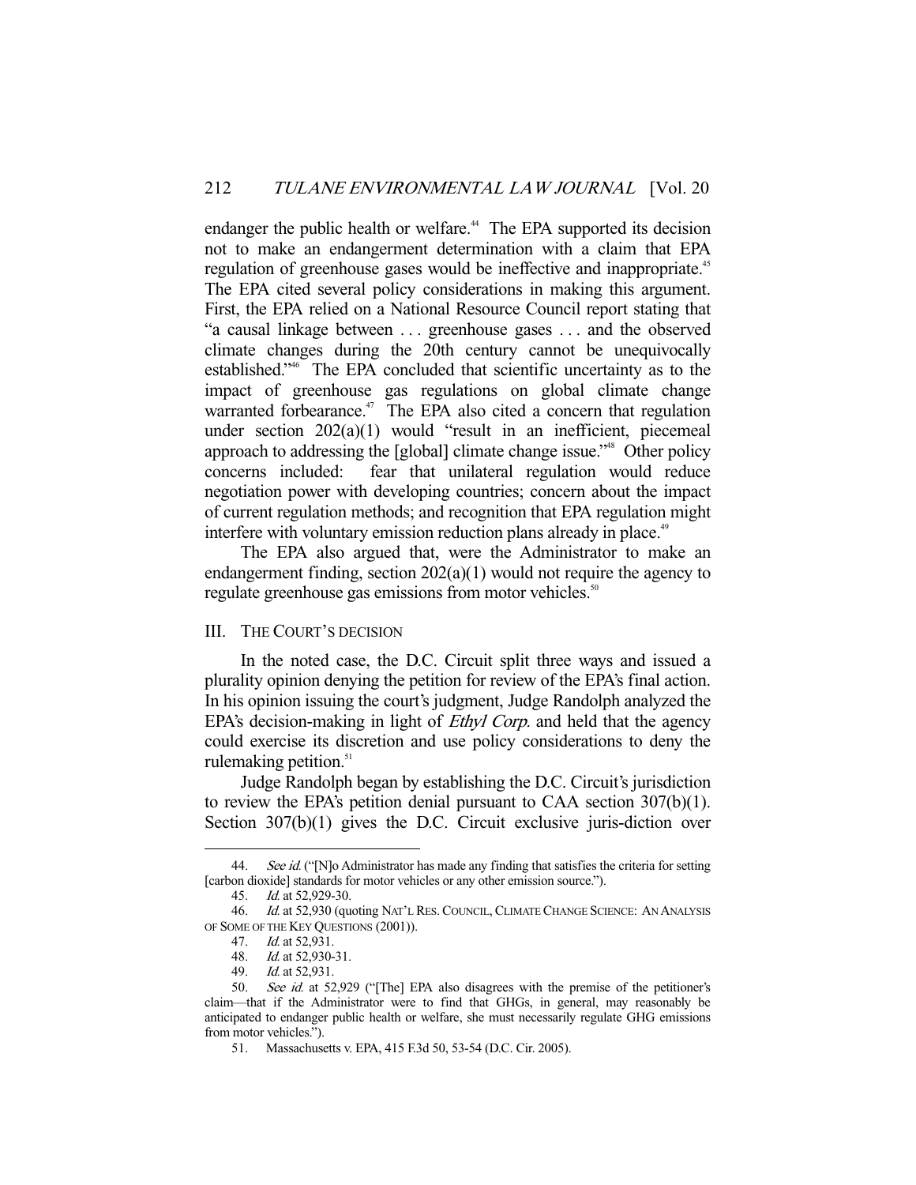endanger the public health or welfare.[44] The EPA supported its decision not to make an endangerment determination with a claim that EPA regulation of greenhouse gases would be ineffective and inappropriate.[45] The EPA cited several policy considerations in making this argument. First, the EPA relied on a National Resource Council report stating that "a causal linkage between . . . greenhouse gases . . . and the observed climate changes during the 20th century cannot be unequivocally established."[46] The EPA concluded that scientific uncertainty as to the impact of greenhouse gas regulations on global climate change warranted forbearance.[47] The EPA also cited a concern that regulation under section 202(a)(1) would "result in an inefficient, piecemeal approach to addressing the [global] climate change issue."[48] Other policy concerns included: fear that unilateral regulation would reduce negotiation power with developing countries; concern about the impact of current regulation methods; and recognition that EPA regulation might interfere with voluntary emission reduction plans already in place.[49]

The EPA also argued that, were the Administrator to make an endangerment finding, section 202(a)(1) would not require the agency to regulate greenhouse gas emissions from motor vehicles.[50]

## III. THE COURT'S DECISION

In the noted case, the D.C. Circuit split three ways and issued a plurality opinion denying the petition for review of the EPA's final action. In his opinion issuing the court's judgment, Judge Randolph analyzed the EPA's decision-making in light of *Ethyl Corp.* and held that the agency could exercise its discretion and use policy considerations to deny the rulemaking petition.[51]

Judge Randolph began by establishing the D.C. Circuit's jurisdiction to review the EPA's petition denial pursuant to CAA section 307(b)(1). Section 307(b)(1) gives the D.C. Circuit exclusive juris-diction over

---

44. *See id.* ("[N]o Administrator has made any finding that satisfies the criteria for setting [carbon dioxide] standards for motor vehicles or any other emission source.").

45. *Id.* at 52,929-30.

46. *Id.* at 52,930 (quoting NAT'L RES. COUNCIL, CLIMATE CHANGE SCIENCE: AN ANALYSIS OF SOME OF THE KEY QUESTIONS (2001)).

47. *Id.* at 52,931.

48. *Id.* at 52,930-31.

49. *Id.* at 52,931.

50. *See id.* at 52,929 ("[The] EPA also disagrees with the premise of the petitioner's claim—that if the Administrator were to find that GHGs, in general, may reasonably be anticipated to endanger public health or welfare, she must necessarily regulate GHG emissions from motor vehicles.").

51. Massachusetts v. EPA, 415 F.3d 50, 53-54 (D.C. Cir. 2005).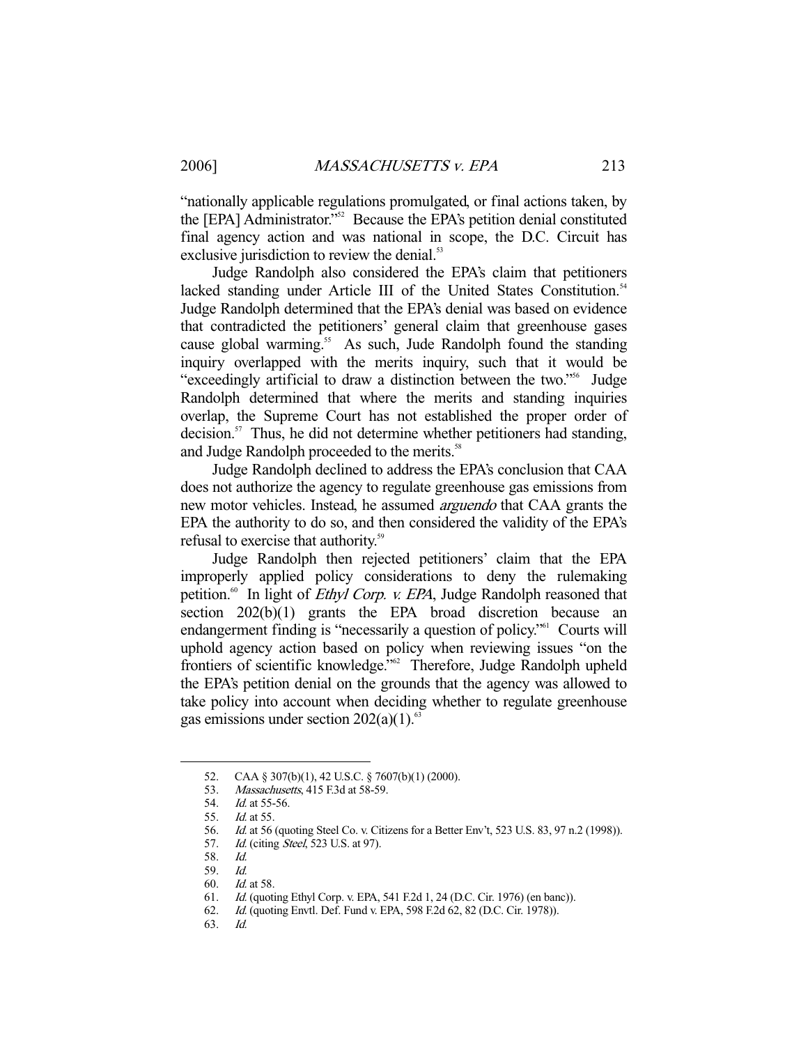"nationally applicable regulations promulgated, or final actions taken, by the [EPA] Administrator."[52] Because the EPA's petition denial constituted final agency action and was national in scope, the D.C. Circuit has exclusive jurisdiction to review the denial.[53]

Judge Randolph also considered the EPA's claim that petitioners lacked standing under Article III of the United States Constitution.[54] Judge Randolph determined that the EPA's denial was based on evidence that contradicted the petitioners' general claim that greenhouse gases cause global warming.[55] As such, Jude Randolph found the standing inquiry overlapped with the merits inquiry, such that it would be "exceedingly artificial to draw a distinction between the two."[56] Judge Randolph determined that where the merits and standing inquiries overlap, the Supreme Court has not established the proper order of decision.[57] Thus, he did not determine whether petitioners had standing, and Judge Randolph proceeded to the merits.[58]

Judge Randolph declined to address the EPA's conclusion that CAA does not authorize the agency to regulate greenhouse gas emissions from new motor vehicles. Instead, he assumed *arguendo* that CAA grants the EPA the authority to do so, and then considered the validity of the EPA's refusal to exercise that authority.[59]

Judge Randolph then rejected petitioners' claim that the EPA improperly applied policy considerations to deny the rulemaking petition.[60] In light of *Ethyl Corp. v. EPA*, Judge Randolph reasoned that section 202(b)(1) grants the EPA broad discretion because an endangerment finding is "necessarily a question of policy."[61] Courts will uphold agency action based on policy when reviewing issues "on the frontiers of scientific knowledge."[62] Therefore, Judge Randolph upheld the EPA's petition denial on the grounds that the agency was allowed to take policy into account when deciding whether to regulate greenhouse gas emissions under section 202(a)(1).[63]

---

52. CAA § 307(b)(1), 42 U.S.C. § 7607(b)(1) (2000).
53. *Massachusetts*, 415 F.3d at 58-59.
54. *Id.* at 55-56.
55. *Id.* at 55.
56. *Id.* at 56 (quoting Steel Co. v. Citizens for a Better Env't, 523 U.S. 83, 97 n.2 (1998)).
57. *Id.* (citing *Steel*, 523 U.S. at 97).
58. *Id.*
59. *Id.*
60. *Id.* at 58.
61. *Id.* (quoting Ethyl Corp. v. EPA, 541 F.2d 1, 24 (D.C. Cir. 1976) (en banc)).
62. *Id.* (quoting Envtl. Def. Fund v. EPA, 598 F.2d 62, 82 (D.C. Cir. 1978)).
63. *Id.*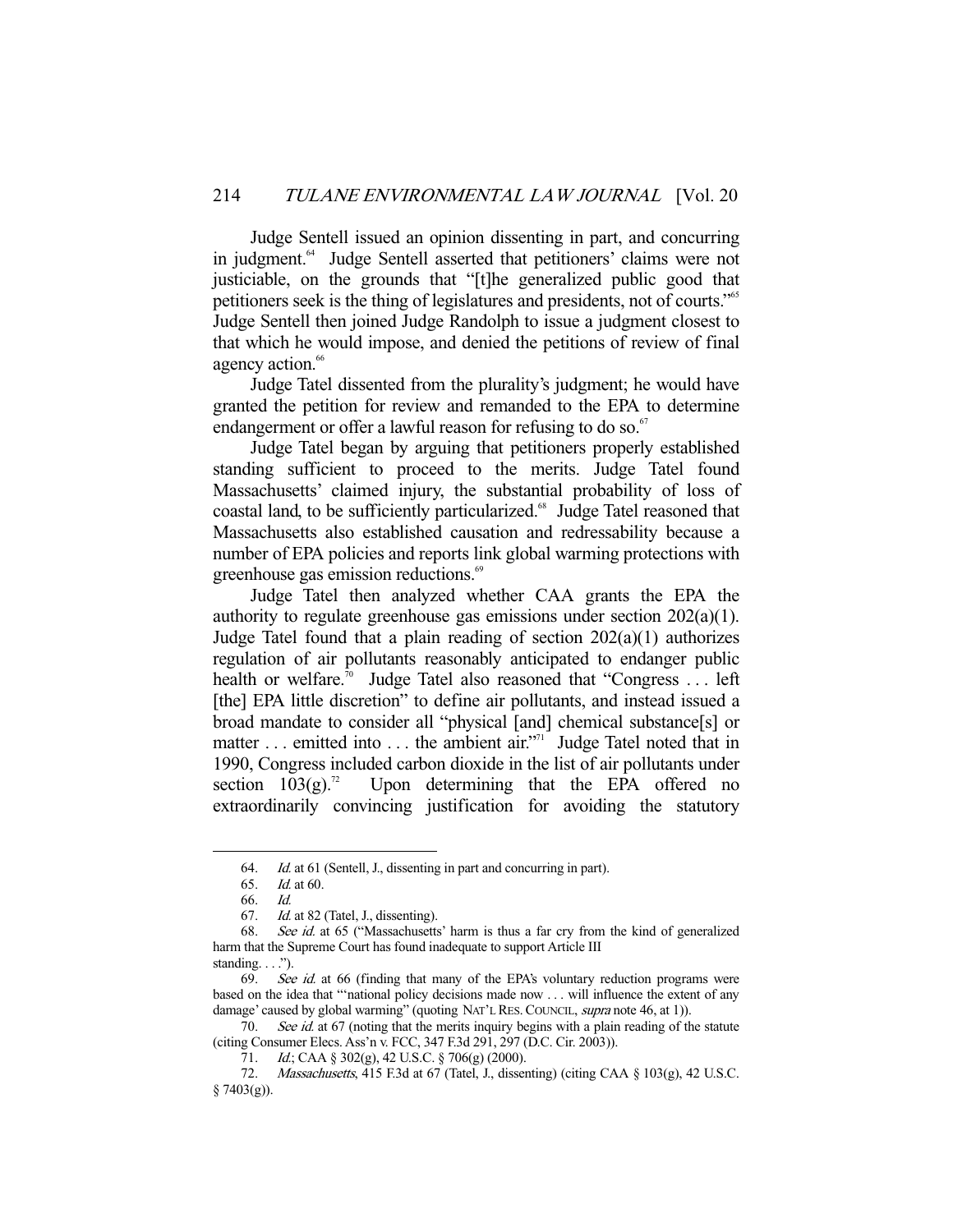Judge Sentell issued an opinion dissenting in part, and concurring in judgment.[64] Judge Sentell asserted that petitioners' claims were not justiciable, on the grounds that "[t]he generalized public good that petitioners seek is the thing of legislatures and presidents, not of courts."[65] Judge Sentell then joined Judge Randolph to issue a judgment closest to that which he would impose, and denied the petitions of review of final agency action.[66]

Judge Tatel dissented from the plurality's judgment; he would have granted the petition for review and remanded to the EPA to determine endangerment or offer a lawful reason for refusing to do so.[67]

Judge Tatel began by arguing that petitioners properly established standing sufficient to proceed to the merits. Judge Tatel found Massachusetts' claimed injury, the substantial probability of loss of coastal land, to be sufficiently particularized.[68] Judge Tatel reasoned that Massachusetts also established causation and redressability because a number of EPA policies and reports link global warming protections with greenhouse gas emission reductions.[69]

Judge Tatel then analyzed whether CAA grants the EPA the authority to regulate greenhouse gas emissions under section 202(a)(1). Judge Tatel found that a plain reading of section 202(a)(1) authorizes regulation of air pollutants reasonably anticipated to endanger public health or welfare.[70] Judge Tatel also reasoned that "Congress . . . left [the] EPA little discretion" to define air pollutants, and instead issued a broad mandate to consider all "physical [and] chemical substance[s] or matter . . . emitted into . . . the ambient air."[71] Judge Tatel noted that in 1990, Congress included carbon dioxide in the list of air pollutants under section 103(g).[72] Upon determining that the EPA offered no extraordinarily convincing justification for avoiding the statutory

---

64. *Id.* at 61 (Sentell, J., dissenting in part and concurring in part).

65. *Id.* at 60.

66. *Id.*

67. *Id.* at 82 (Tatel, J., dissenting).

68. *See id.* at 65 ("Massachusetts' harm is thus a far cry from the kind of generalized harm that the Supreme Court has found inadequate to support Article III standing. . . .").

69. *See id.* at 66 (finding that many of the EPA's voluntary reduction programs were based on the idea that "'national policy decisions made now . . . will influence the extent of any damage' caused by global warming" (quoting NAT'L RES. COUNCIL, *supra* note 46, at 1)).

70. *See id.* at 67 (noting that the merits inquiry begins with a plain reading of the statute (citing Consumer Elecs. Ass'n v. FCC, 347 F.3d 291, 297 (D.C. Cir. 2003)).

71. *Id.*; CAA § 302(g), 42 U.S.C. § 706(g) (2000).

72. *Massachusetts*, 415 F.3d at 67 (Tatel, J., dissenting) (citing CAA § 103(g), 42 U.S.C. § 7403(g)).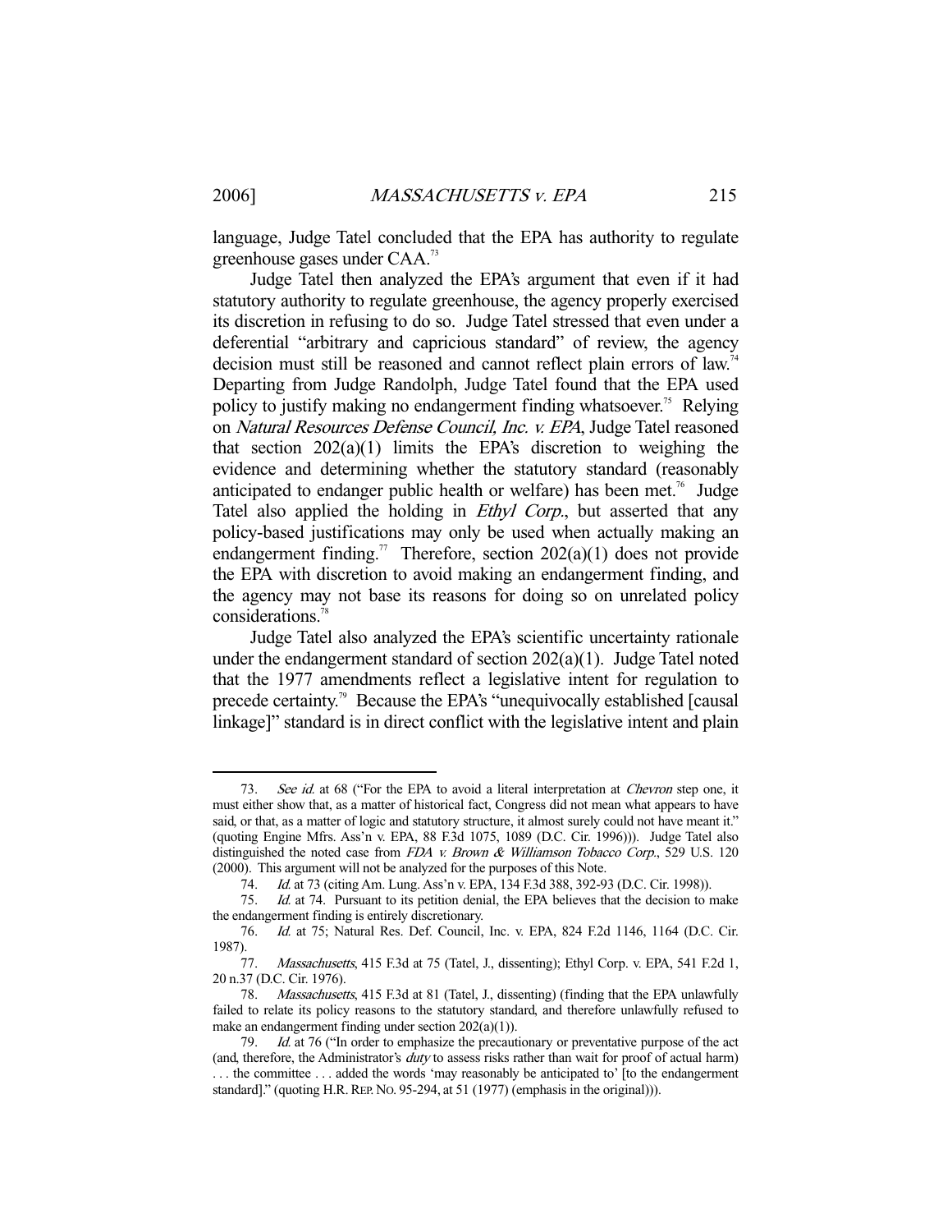language, Judge Tatel concluded that the EPA has authority to regulate greenhouse gases under CAA.[73]

Judge Tatel then analyzed the EPA's argument that even if it had statutory authority to regulate greenhouse, the agency properly exercised its discretion in refusing to do so. Judge Tatel stressed that even under a deferential "arbitrary and capricious standard" of review, the agency decision must still be reasoned and cannot reflect plain errors of law.[74] Departing from Judge Randolph, Judge Tatel found that the EPA used policy to justify making no endangerment finding whatsoever.[75] Relying on *Natural Resources Defense Council, Inc. v. EPA*, Judge Tatel reasoned that section 202(a)(1) limits the EPA's discretion to weighing the evidence and determining whether the statutory standard (reasonably anticipated to endanger public health or welfare) has been met.[76] Judge Tatel also applied the holding in *Ethyl Corp.*, but asserted that any policy-based justifications may only be used when actually making an endangerment finding.[77] Therefore, section 202(a)(1) does not provide the EPA with discretion to avoid making an endangerment finding, and the agency may not base its reasons for doing so on unrelated policy considerations.[78]

Judge Tatel also analyzed the EPA's scientific uncertainty rationale under the endangerment standard of section 202(a)(1). Judge Tatel noted that the 1977 amendments reflect a legislative intent for regulation to precede certainty.[79] Because the EPA's "unequivocally established [causal linkage]" standard is in direct conflict with the legislative intent and plain

---

73. *See id.* at 68 ("For the EPA to avoid a literal interpretation at *Chevron* step one, it must either show that, as a matter of historical fact, Congress did not mean what appears to have said, or that, as a matter of logic and statutory structure, it almost surely could not have meant it." (quoting Engine Mfrs. Ass'n v. EPA, 88 F.3d 1075, 1089 (D.C. Cir. 1996))). Judge Tatel also distinguished the noted case from *FDA v. Brown & Williamson Tobacco Corp.*, 529 U.S. 120 (2000). This argument will not be analyzed for the purposes of this Note.

74. *Id.* at 73 (citing Am. Lung. Ass'n v. EPA, 134 F.3d 388, 392-93 (D.C. Cir. 1998)).

75. *Id.* at 74. Pursuant to its petition denial, the EPA believes that the decision to make the endangerment finding is entirely discretionary.

76. *Id.* at 75; Natural Res. Def. Council, Inc. v. EPA, 824 F.2d 1146, 1164 (D.C. Cir. 1987).

77. *Massachusetts*, 415 F.3d at 75 (Tatel, J., dissenting); Ethyl Corp. v. EPA, 541 F.2d 1, 20 n.37 (D.C. Cir. 1976).

78. *Massachusetts*, 415 F.3d at 81 (Tatel, J., dissenting) (finding that the EPA unlawfully failed to relate its policy reasons to the statutory standard, and therefore unlawfully refused to make an endangerment finding under section 202(a)(1)).

79. *Id.* at 76 ("In order to emphasize the precautionary or preventative purpose of the act (and, therefore, the Administrator's *duty* to assess risks rather than wait for proof of actual harm) . . . the committee . . . added the words 'may reasonably be anticipated to' [to the endangerment standard]." (quoting H.R. REP. NO. 95-294, at 51 (1977) (emphasis in the original))).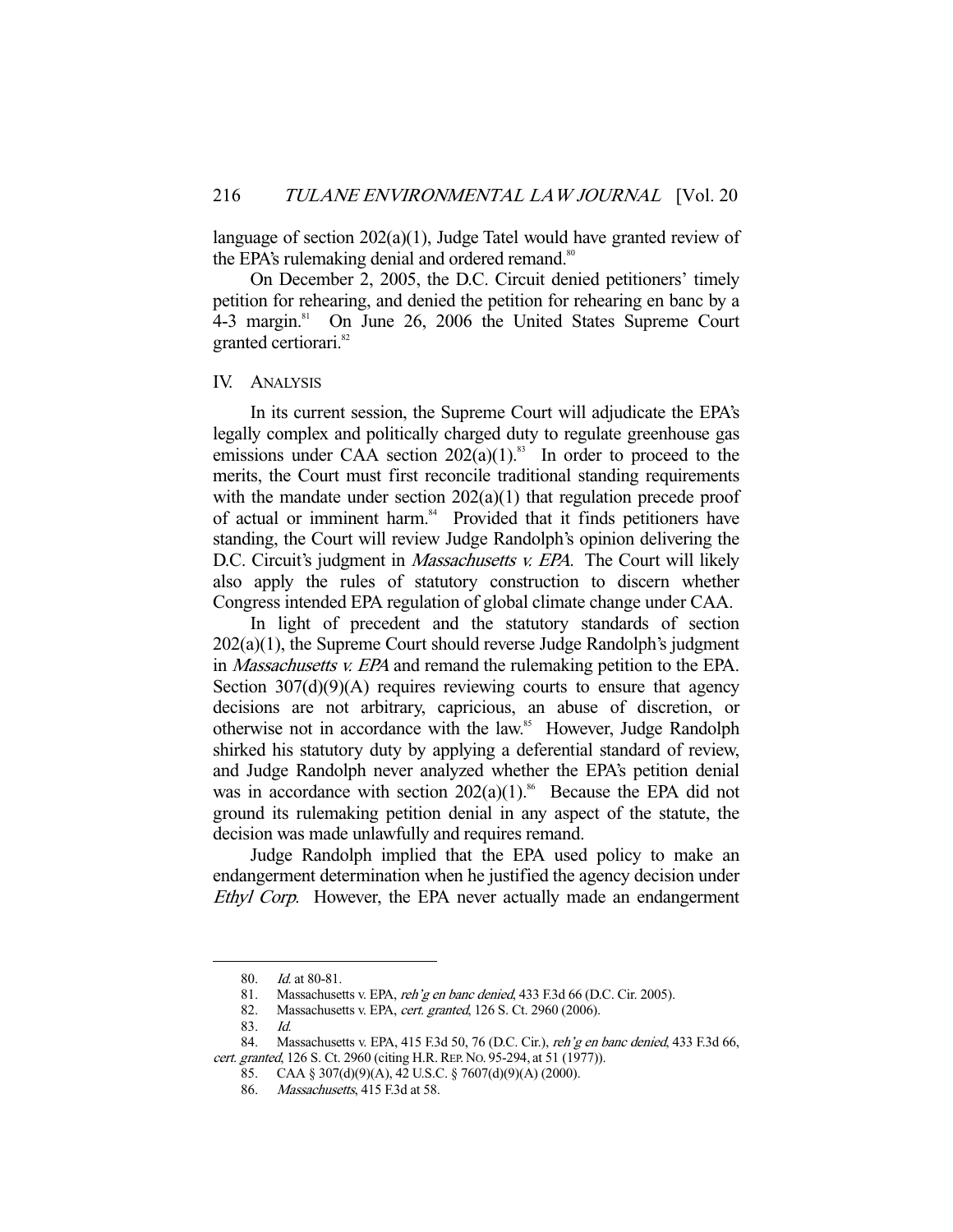language of section 202(a)(1), Judge Tatel would have granted review of the EPA's rulemaking denial and ordered remand.[80]

On December 2, 2005, the D.C. Circuit denied petitioners' timely petition for rehearing, and denied the petition for rehearing en banc by a 4-3 margin.[81] On June 26, 2006 the United States Supreme Court granted certiorari.[82]

## IV. ANALYSIS

In its current session, the Supreme Court will adjudicate the EPA's legally complex and politically charged duty to regulate greenhouse gas emissions under CAA section 202(a)(1).[83] In order to proceed to the merits, the Court must first reconcile traditional standing requirements with the mandate under section 202(a)(1) that regulation precede proof of actual or imminent harm.[84] Provided that it finds petitioners have standing, the Court will review Judge Randolph's opinion delivering the D.C. Circuit's judgment in *Massachusetts v. EPA*. The Court will likely also apply the rules of statutory construction to discern whether Congress intended EPA regulation of global climate change under CAA.

In light of precedent and the statutory standards of section 202(a)(1), the Supreme Court should reverse Judge Randolph's judgment in *Massachusetts v. EPA* and remand the rulemaking petition to the EPA. Section 307(d)(9)(A) requires reviewing courts to ensure that agency decisions are not arbitrary, capricious, an abuse of discretion, or otherwise not in accordance with the law.[85] However, Judge Randolph shirked his statutory duty by applying a deferential standard of review, and Judge Randolph never analyzed whether the EPA's petition denial was in accordance with section 202(a)(1).[86] Because the EPA did not ground its rulemaking petition denial in any aspect of the statute, the decision was made unlawfully and requires remand.

Judge Randolph implied that the EPA used policy to make an endangerment determination when he justified the agency decision under *Ethyl Corp*. However, the EPA never actually made an endangerment

---

80. *Id.* at 80-81.

81. Massachusetts v. EPA, *reh'g en banc denied*, 433 F.3d 66 (D.C. Cir. 2005).

82. Massachusetts v. EPA, *cert. granted*, 126 S. Ct. 2960 (2006).

83. *Id.*

84. Massachusetts v. EPA, 415 F.3d 50, 76 (D.C. Cir.), *reh'g en banc denied*, 433 F.3d 66, *cert. granted*, 126 S. Ct. 2960 (citing H.R. REP. NO. 95-294, at 51 (1977)).

85. CAA § 307(d)(9)(A), 42 U.S.C. § 7607(d)(9)(A) (2000).

86. *Massachusetts*, 415 F.3d at 58.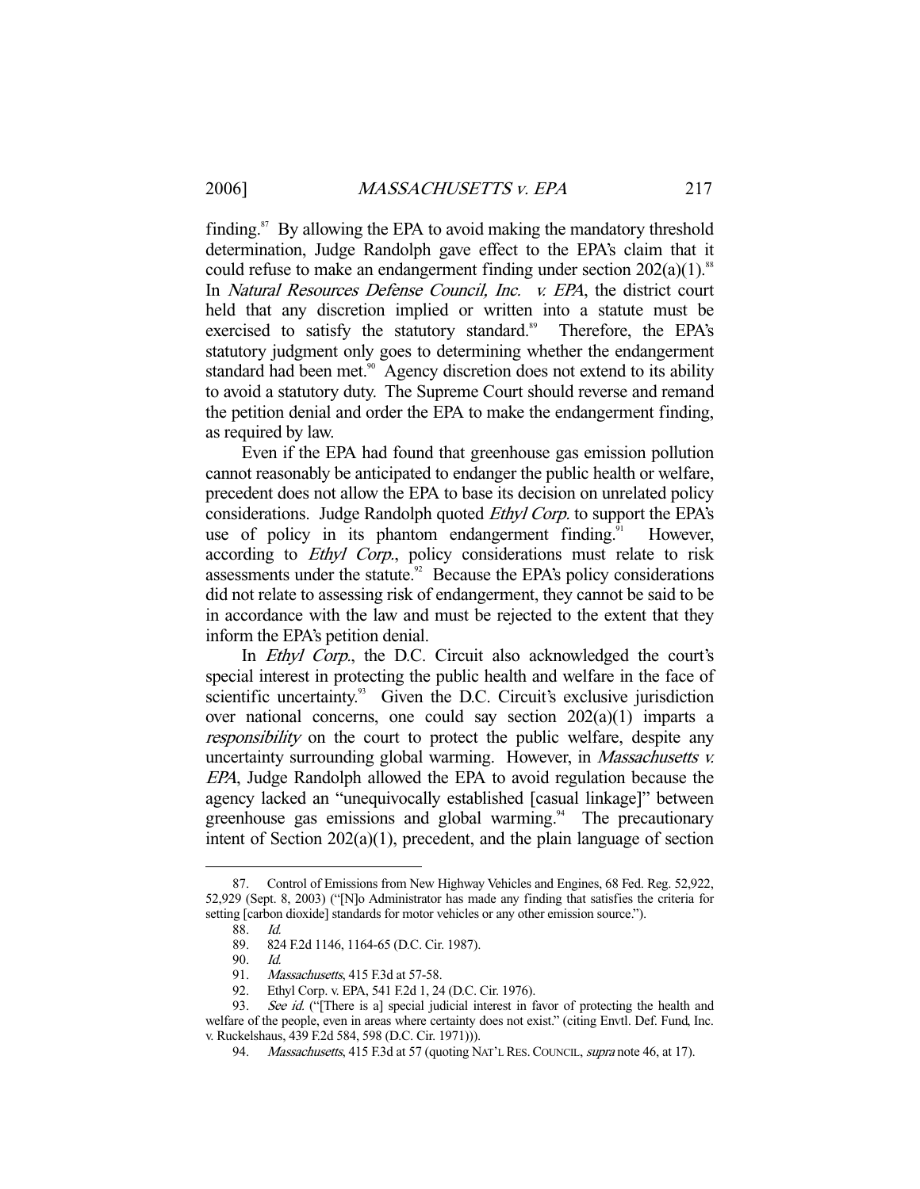finding.[87] By allowing the EPA to avoid making the mandatory threshold determination, Judge Randolph gave effect to the EPA's claim that it could refuse to make an endangerment finding under section 202(a)(1).[88] In *Natural Resources Defense Council, Inc. v. EPA*, the district court held that any discretion implied or written into a statute must be exercised to satisfy the statutory standard.[89] Therefore, the EPA's statutory judgment only goes to determining whether the endangerment standard had been met.[90] Agency discretion does not extend to its ability to avoid a statutory duty. The Supreme Court should reverse and remand the petition denial and order the EPA to make the endangerment finding, as required by law.

Even if the EPA had found that greenhouse gas emission pollution cannot reasonably be anticipated to endanger the public health or welfare, precedent does not allow the EPA to base its decision on unrelated policy considerations. Judge Randolph quoted *Ethyl Corp.* to support the EPA's use of policy in its phantom endangerment finding.[91] However, according to *Ethyl Corp.*, policy considerations must relate to risk assessments under the statute.[92] Because the EPA's policy considerations did not relate to assessing risk of endangerment, they cannot be said to be in accordance with the law and must be rejected to the extent that they inform the EPA's petition denial.

In *Ethyl Corp.*, the D.C. Circuit also acknowledged the court's special interest in protecting the public health and welfare in the face of scientific uncertainty.[93] Given the D.C. Circuit's exclusive jurisdiction over national concerns, one could say section 202(a)(1) imparts a *responsibility* on the court to protect the public welfare, despite any uncertainty surrounding global warming. However, in *Massachusetts v. EPA*, Judge Randolph allowed the EPA to avoid regulation because the agency lacked an "unequivocally established [casual linkage]" between greenhouse gas emissions and global warming.[94] The precautionary intent of Section 202(a)(1), precedent, and the plain language of section

---

87. Control of Emissions from New Highway Vehicles and Engines, 68 Fed. Reg. 52,922, 52,929 (Sept. 8, 2003) ("[N]o Administrator has made any finding that satisfies the criteria for setting [carbon dioxide] standards for motor vehicles or any other emission source.").

88. *Id.*

89. 824 F.2d 1146, 1164-65 (D.C. Cir. 1987).

90. *Id.*

91. *Massachusetts*, 415 F.3d at 57-58.

92. Ethyl Corp. v. EPA, 541 F.2d 1, 24 (D.C. Cir. 1976).

93. *See id.* ("[There is a] special judicial interest in favor of protecting the health and welfare of the people, even in areas where certainty does not exist." (citing Envtl. Def. Fund, Inc. v. Ruckelshaus, 439 F.2d 584, 598 (D.C. Cir. 1971))).

94. *Massachusetts*, 415 F.3d at 57 (quoting NAT'L RES. COUNCIL, *supra* note 46, at 17).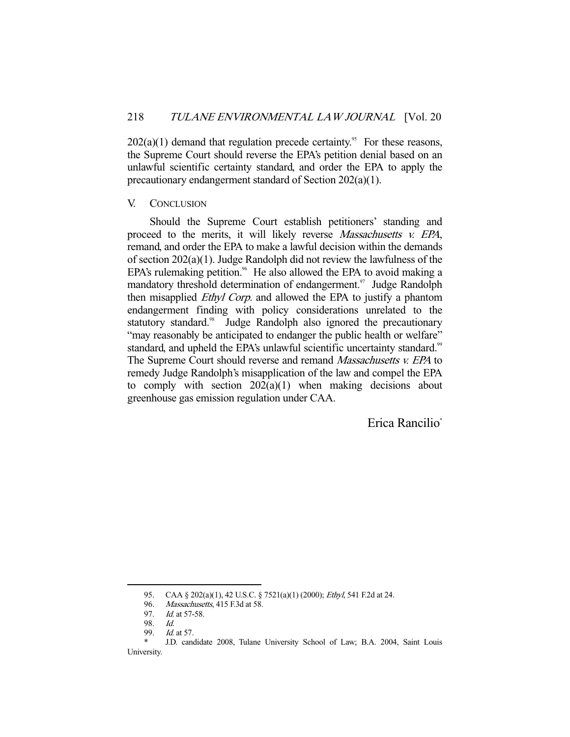202(a)(1) demand that regulation precede certainty.[95] For these reasons, the Supreme Court should reverse the EPA's petition denial based on an unlawful scientific certainty standard, and order the EPA to apply the precautionary endangerment standard of Section 202(a)(1).

## V. CONCLUSION

Should the Supreme Court establish petitioners' standing and proceed to the merits, it will likely reverse *Massachusetts v. EPA*, remand, and order the EPA to make a lawful decision within the demands of section 202(a)(1). Judge Randolph did not review the lawfulness of the EPA's rulemaking petition.[96] He also allowed the EPA to avoid making a mandatory threshold determination of endangerment.[97] Judge Randolph then misapplied *Ethyl Corp.* and allowed the EPA to justify a phantom endangerment finding with policy considerations unrelated to the statutory standard.[98] Judge Randolph also ignored the precautionary "may reasonably be anticipated to endanger the public health or welfare" standard, and upheld the EPA's unlawful scientific uncertainty standard.[99] The Supreme Court should reverse and remand *Massachusetts v. EPA* to remedy Judge Randolph's misapplication of the law and compel the EPA to comply with section 202(a)(1) when making decisions about greenhouse gas emission regulation under CAA.

Erica Rancilio[*]

---

95. CAA § 202(a)(1), 42 U.S.C. § 7521(a)(1) (2000); *Ethyl*, 541 F.2d at 24.

96. *Massachusetts*, 415 F.3d at 58.

97. *Id.* at 57-58.

98. *Id.*

99. *Id.* at 57.

\* J.D. candidate 2008, Tulane University School of Law; B.A. 2004, Saint Louis University.